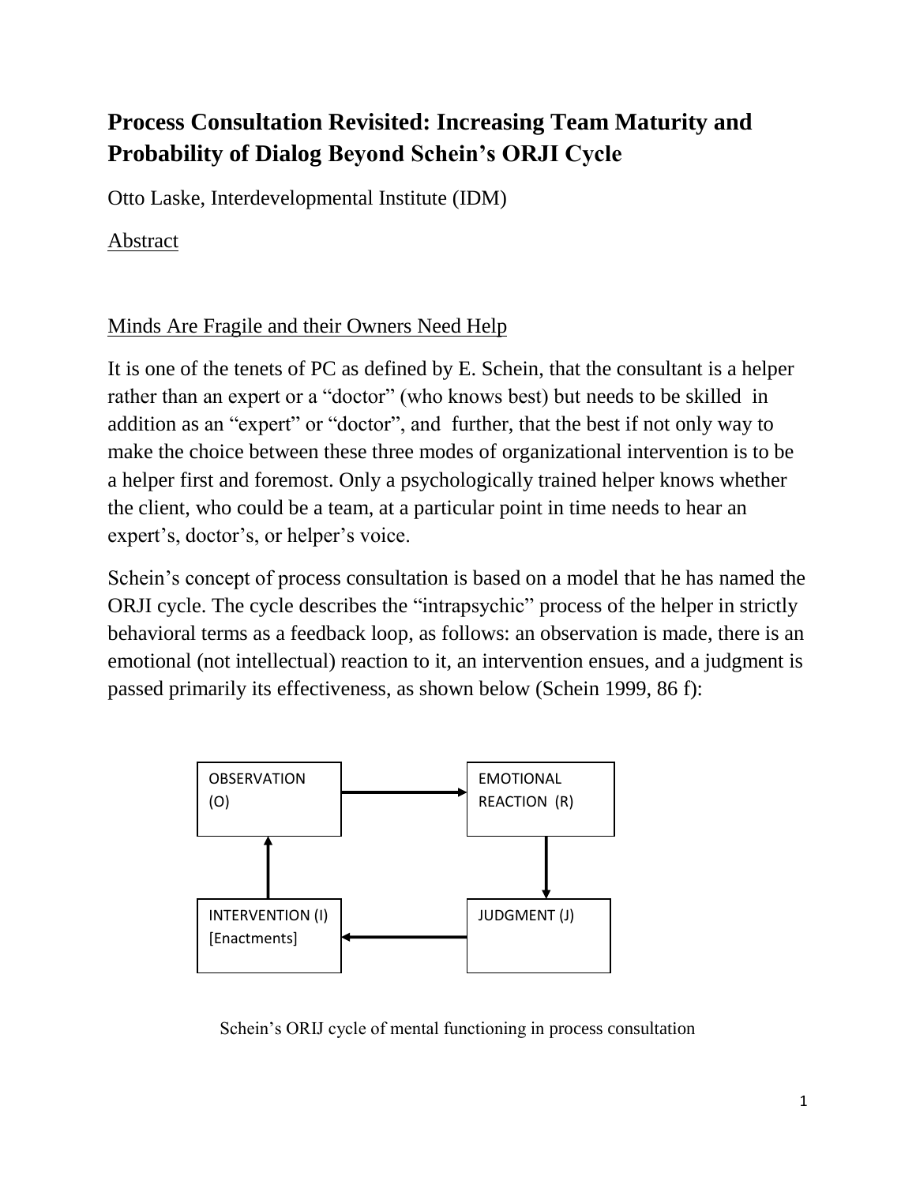# Process Consultation Revisited: Increasing Team Maturity and Probability of Dialog Beyond Schein's ORJI Cycle

Otto Laske, Interdevelopmental Institute (IDM)

## Abstract

## Minds Are Fragile and their Owners Need Help

It is one of the tenets of PC as defined by E. Schein, that the consultant is a helper rather than an expert or a "doctor" (who knows best) but needs to be skilled in addition as an "expert" or "doctor", and further, that the best if not only way to make the choice between these three modes of organizational intervention is to be a helper first and foremost. Only a psychologically trained helper knows whether the client, who could be a team, at a particular point in time needs to hear an expert's, doctor's, or helper's voice.

Schein's concept of process consultation is based on a model that he has named the ORJI cycle. The cycle describes the "intrapsychic" process of the helper in strictly behavioral terms as a feedback loop, as follows: an observation is made, there is an emotional (not intellectual) reaction to it, an intervention ensues, and a judgment is passed primarily its effectiveness, as shown below (Schein 1999, 86 f):

```
OBSERVATION (O)           --->   EMOTIONAL REACTION (R)
       ^                                  |
       |                                  v
INTERVENTION (I)          <---   JUDGMENT (J)
[Enactments]
```

Schein's ORIJ cycle of mental functioning in process consultation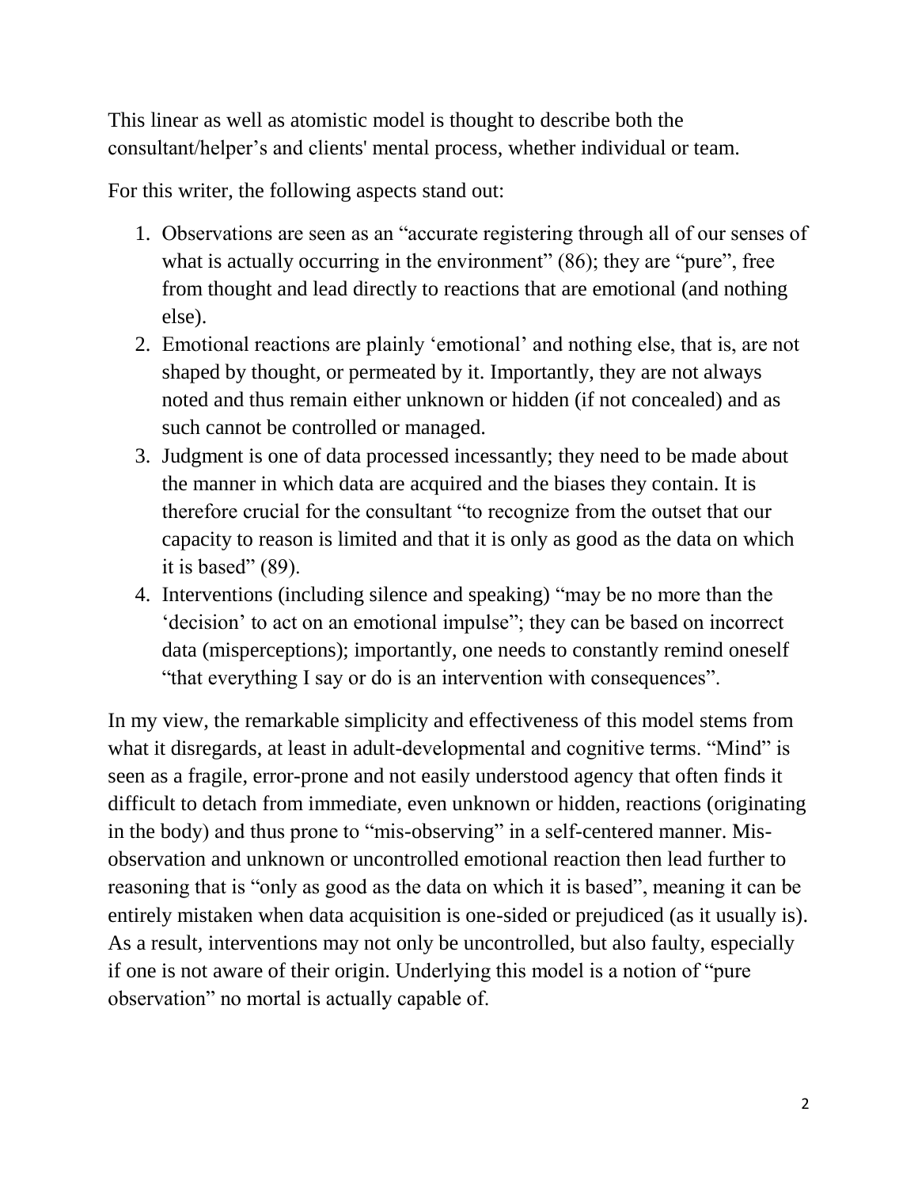This linear as well as atomistic model is thought to describe both the consultant/helper's and clients' mental process, whether individual or team.

For this writer, the following aspects stand out:

1. Observations are seen as an "accurate registering through all of our senses of what is actually occurring in the environment" (86); they are "pure", free from thought and lead directly to reactions that are emotional (and nothing else).
2. Emotional reactions are plainly 'emotional' and nothing else, that is, are not shaped by thought, or permeated by it. Importantly, they are not always noted and thus remain either unknown or hidden (if not concealed) and as such cannot be controlled or managed.
3. Judgment is one of data processed incessantly; they need to be made about the manner in which data are acquired and the biases they contain. It is therefore crucial for the consultant "to recognize from the outset that our capacity to reason is limited and that it is only as good as the data on which it is based" (89).
4. Interventions (including silence and speaking) "may be no more than the 'decision' to act on an emotional impulse"; they can be based on incorrect data (misperceptions); importantly, one needs to constantly remind oneself "that everything I say or do is an intervention with consequences".

In my view, the remarkable simplicity and effectiveness of this model stems from what it disregards, at least in adult-developmental and cognitive terms. "Mind" is seen as a fragile, error-prone and not easily understood agency that often finds it difficult to detach from immediate, even unknown or hidden, reactions (originating in the body) and thus prone to "mis-observing" in a self-centered manner. Mis-observation and unknown or uncontrolled emotional reaction then lead further to reasoning that is "only as good as the data on which it is based", meaning it can be entirely mistaken when data acquisition is one-sided or prejudiced (as it usually is). As a result, interventions may not only be uncontrolled, but also faulty, especially if one is not aware of their origin. Underlying this model is a notion of "pure observation" no mortal is actually capable of.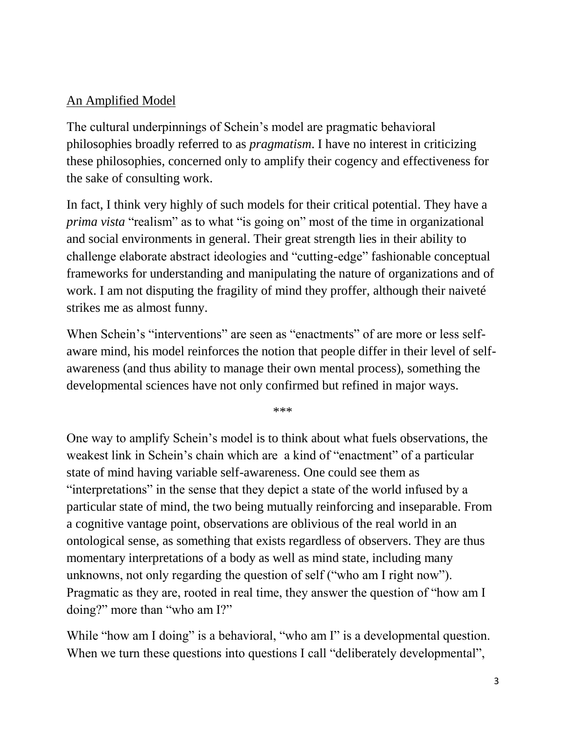## An Amplified Model

The cultural underpinnings of Schein's model are pragmatic behavioral philosophies broadly referred to as *pragmatism*. I have no interest in criticizing these philosophies, concerned only to amplify their cogency and effectiveness for the sake of consulting work.

In fact, I think very highly of such models for their critical potential. They have a *prima vista* "realism" as to what "is going on" most of the time in organizational and social environments in general. Their great strength lies in their ability to challenge elaborate abstract ideologies and "cutting-edge" fashionable conceptual frameworks for understanding and manipulating the nature of organizations and of work. I am not disputing the fragility of mind they proffer, although their naiveté strikes me as almost funny.

When Schein's "interventions" are seen as "enactments" of are more or less self-aware mind, his model reinforces the notion that people differ in their level of self-awareness (and thus ability to manage their own mental process), something the developmental sciences have not only confirmed but refined in major ways.

\*\*\*

One way to amplify Schein's model is to think about what fuels observations, the weakest link in Schein's chain which are  a kind of "enactment" of a particular state of mind having variable self-awareness. One could see them as "interpretations" in the sense that they depict a state of the world infused by a particular state of mind, the two being mutually reinforcing and inseparable. From a cognitive vantage point, observations are oblivious of the real world in an ontological sense, as something that exists regardless of observers. They are thus momentary interpretations of a body as well as mind state, including many unknowns, not only regarding the question of self ("who am I right now"). Pragmatic as they are, rooted in real time, they answer the question of "how am I doing?" more than "who am I?"

While "how am I doing" is a behavioral, "who am I" is a developmental question. When we turn these questions into questions I call "deliberately developmental",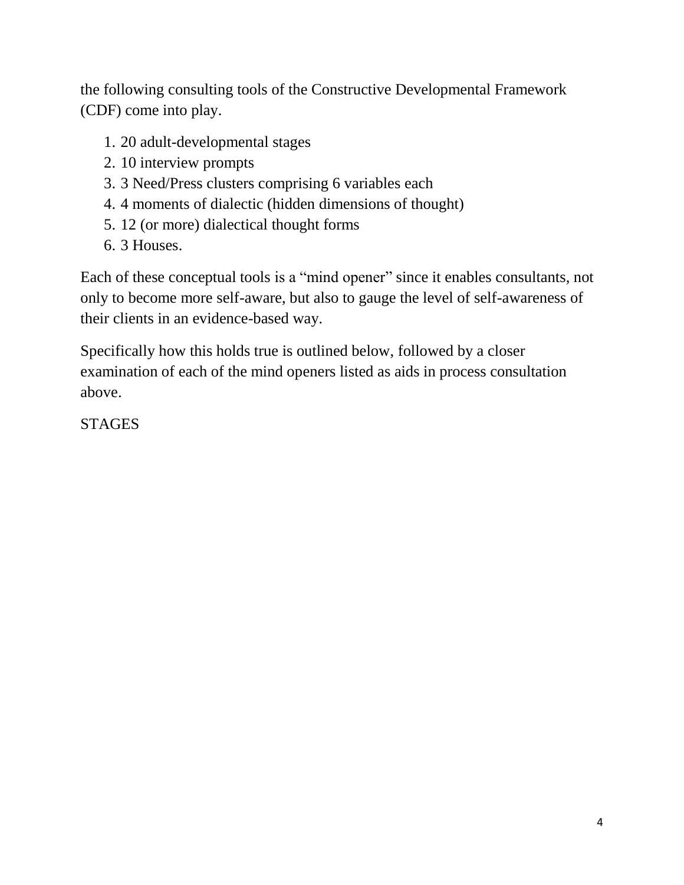the following consulting tools of the Constructive Developmental Framework (CDF) come into play.

1. 20 adult-developmental stages
2. 10 interview prompts
3. 3 Need/Press clusters comprising 6 variables each
4. 4 moments of dialectic (hidden dimensions of thought)
5. 12 (or more) dialectical thought forms
6. 3 Houses.

Each of these conceptual tools is a "mind opener" since it enables consultants, not only to become more self-aware, but also to gauge the level of self-awareness of their clients in an evidence-based way.

Specifically how this holds true is outlined below, followed by a closer examination of each of the mind openers listed as aids in process consultation above.

STAGES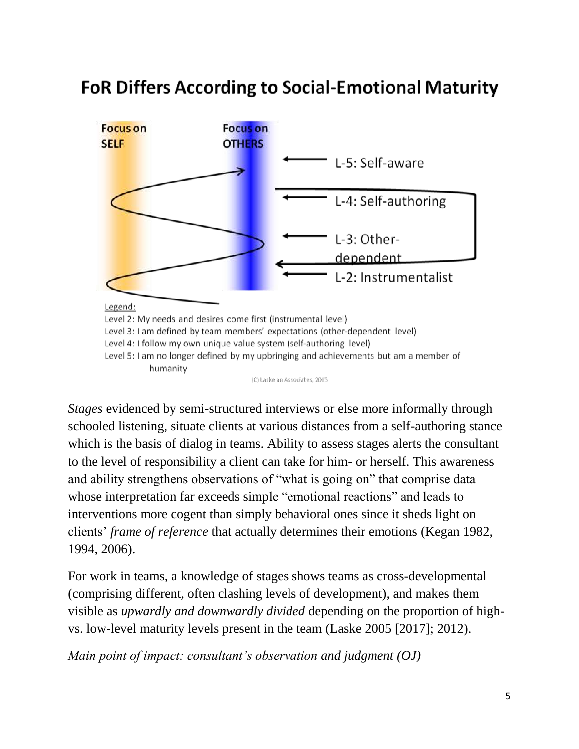## FoR Differs According to Social-Emotional Maturity

Focus on SELF

Focus on OTHERS

L-5: Self-aware

L-4: Self-authoring

L-3: Other-dependent

L-2: Instrumentalist

Legend:

Level 2: My needs and desires come first (instrumental level)

Level 3: I am defined by team members' expectations (other-dependent level)

Level 4: I follow my own unique value system (self-authoring level)

Level 5: I am no longer defined by my upbringing and achievements but am a member of humanity

(C) Laske an Associates, 2015

*Stages* evidenced by semi-structured interviews or else more informally through schooled listening, situate clients at various distances from a self-authoring stance which is the basis of dialog in teams. Ability to assess stages alerts the consultant to the level of responsibility a client can take for him- or herself. This awareness and ability strengthens observations of "what is going on" that comprise data whose interpretation far exceeds simple "emotional reactions" and leads to interventions more cogent than simply behavioral ones since it sheds light on clients' *frame of reference* that actually determines their emotions (Kegan 1982, 1994, 2006).

For work in teams, a knowledge of stages shows teams as cross-developmental (comprising different, often clashing levels of development), and makes them visible as *upwardly and downwardly divided* depending on the proportion of high- vs. low-level maturity levels present in the team (Laske 2005 [2017]; 2012).

*Main point of impact: consultant's observation and judgment (OJ)*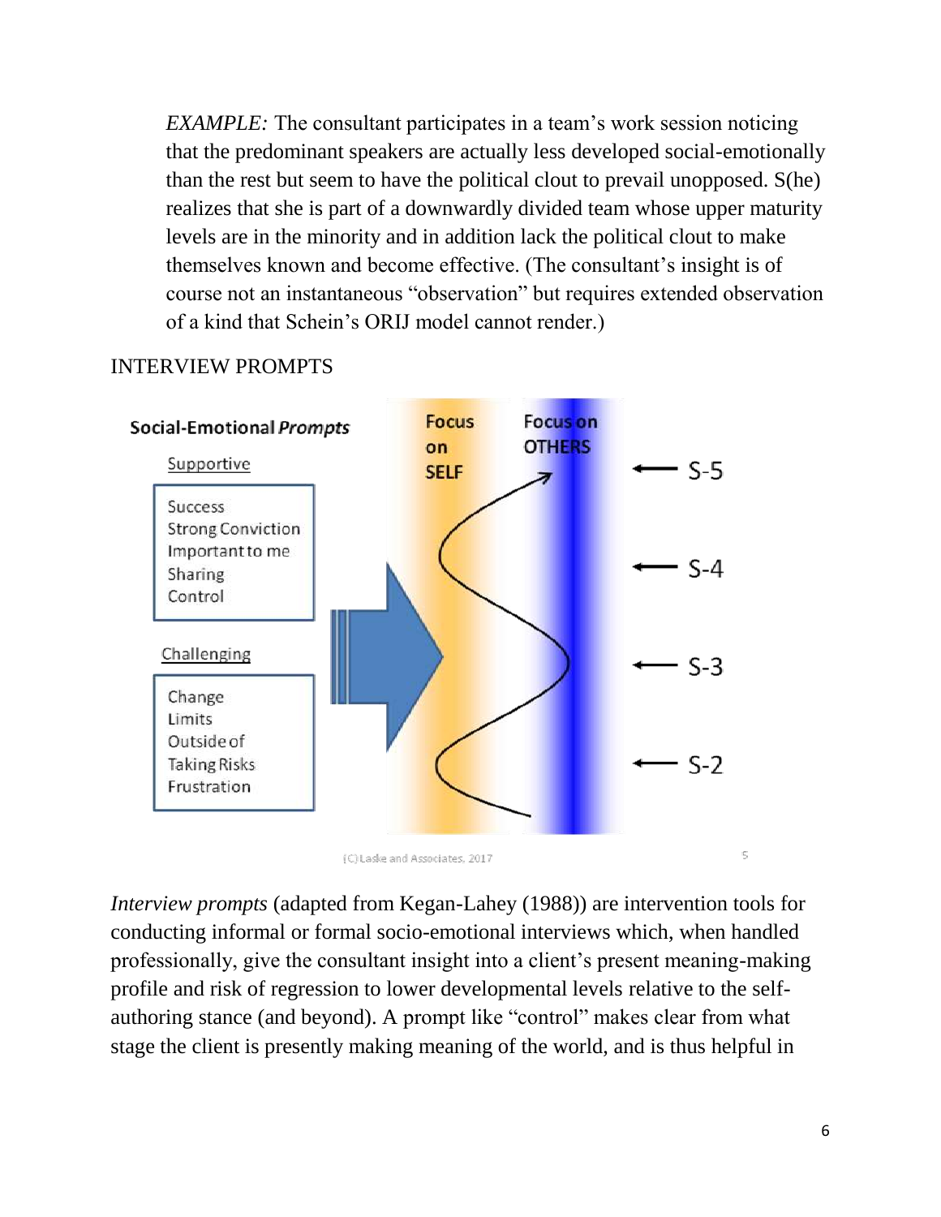*EXAMPLE:* The consultant participates in a team's work session noticing that the predominant speakers are actually less developed social-emotionally than the rest but seem to have the political clout to prevail unopposed. S(he) realizes that she is part of a downwardly divided team whose upper maturity levels are in the minority and in addition lack the political clout to make themselves known and become effective. (The consultant's insight is of course not an instantaneous "observation" but requires extended observation of a kind that Schein's ORIJ model cannot render.)

INTERVIEW PROMPTS

**Social-Emotional *Prompts***

Supportive

- Success
- Strong Conviction
- Important to me
- Sharing
- Control

Challenging

- Change
- Limits
- Outside of
- Taking Risks
- Frustration

Focus on SELF — Focus on OTHERS

S-5, S-4, S-3, S-2

(C) Laske and Associates, 2017

*Interview prompts* (adapted from Kegan-Lahey (1988)) are intervention tools for conducting informal or formal socio-emotional interviews which, when handled professionally, give the consultant insight into a client's present meaning-making profile and risk of regression to lower developmental levels relative to the self-authoring stance (and beyond). A prompt like "control" makes clear from what stage the client is presently making meaning of the world, and is thus helpful in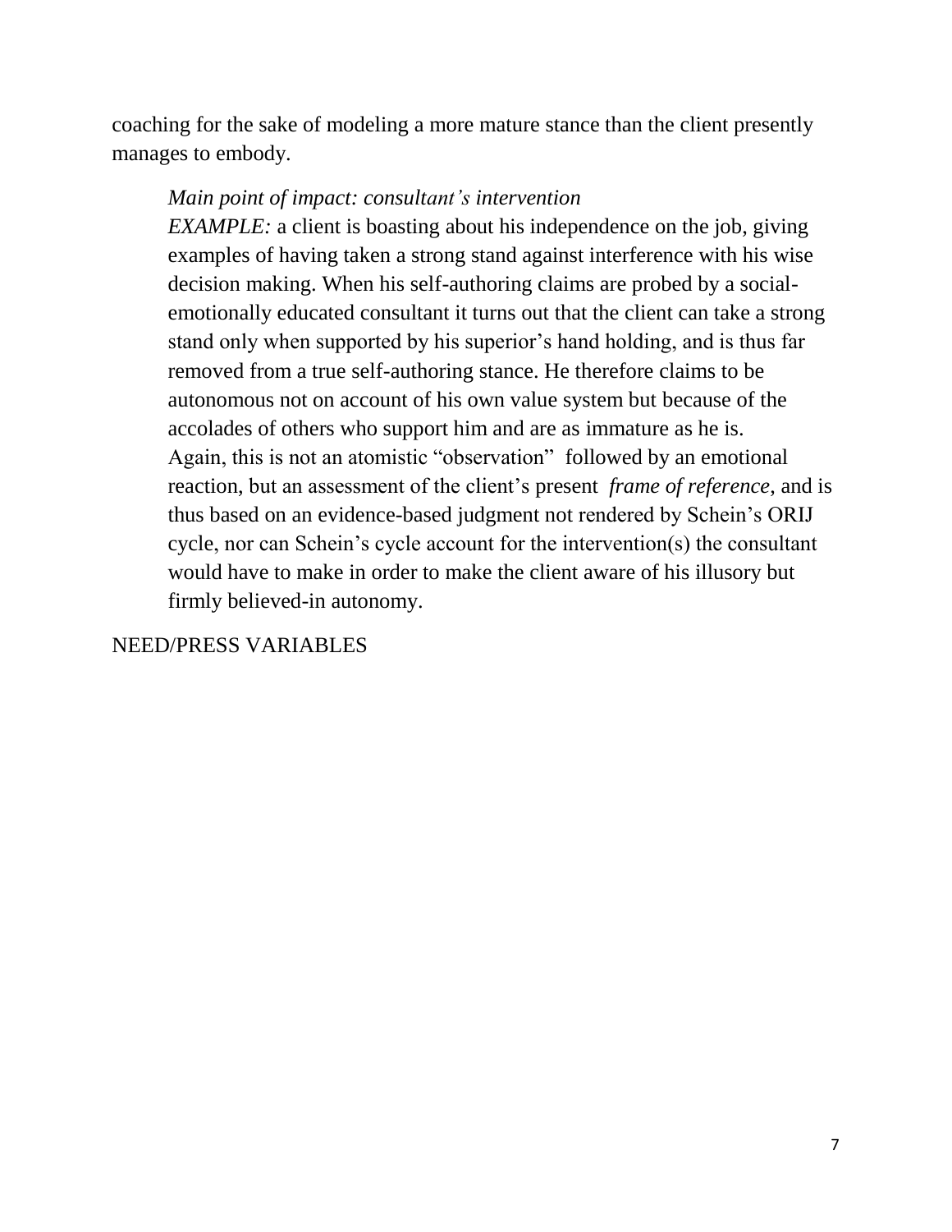coaching for the sake of modeling a more mature stance than the client presently manages to embody.

> *Main point of impact: consultant's intervention*
> *EXAMPLE:* a client is boasting about his independence on the job, giving examples of having taken a strong stand against interference with his wise decision making. When his self-authoring claims are probed by a social-emotionally educated consultant it turns out that the client can take a strong stand only when supported by his superior's hand holding, and is thus far removed from a true self-authoring stance. He therefore claims to be autonomous not on account of his own value system but because of the accolades of others who support him and are as immature as he is.
> Again, this is not an atomistic "observation" followed by an emotional reaction, but an assessment of the client's present *frame of reference*, and is thus based on an evidence-based judgment not rendered by Schein's ORIJ cycle, nor can Schein's cycle account for the intervention(s) the consultant would have to make in order to make the client aware of his illusory but firmly believed-in autonomy.

NEED/PRESS VARIABLES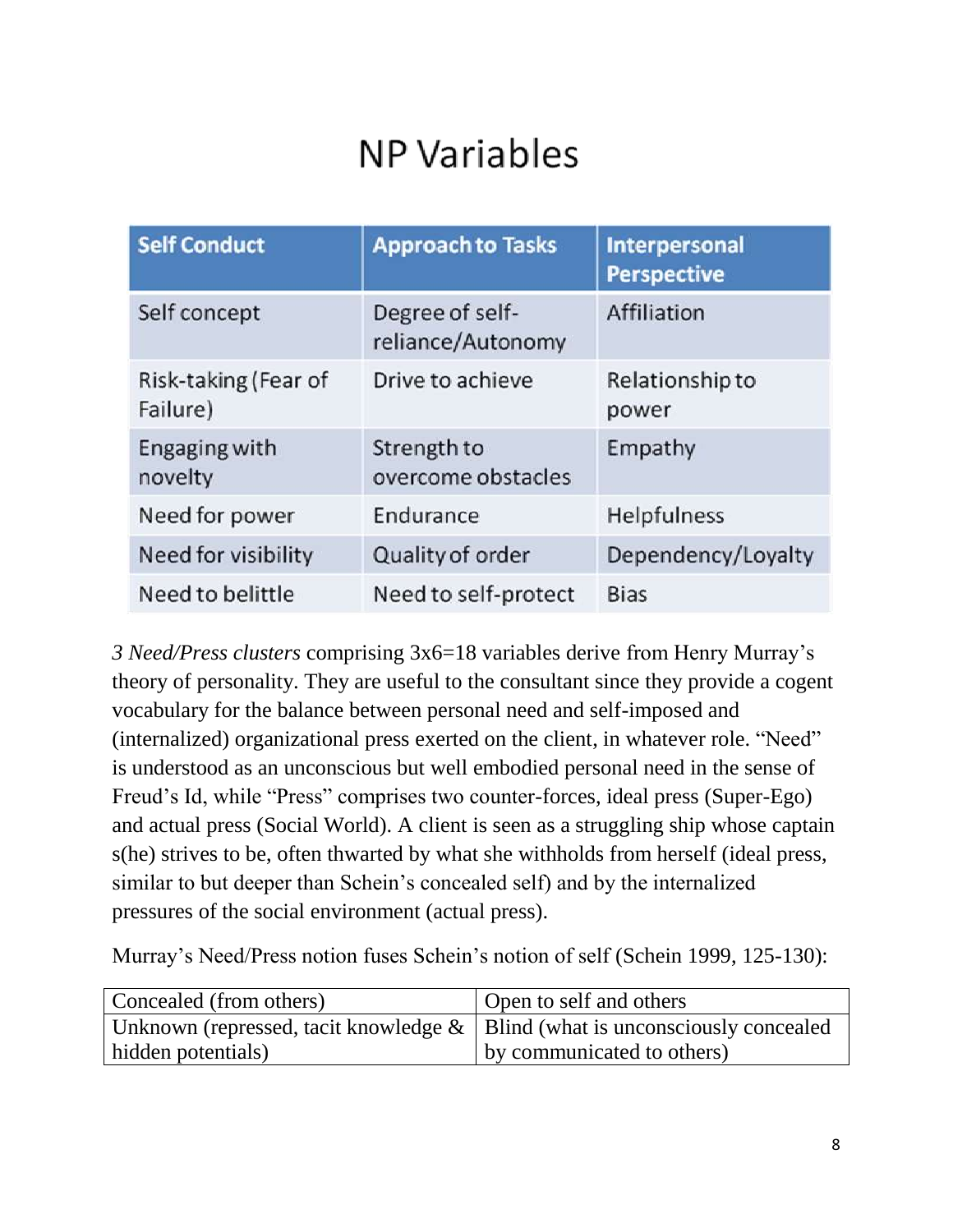# NP Variables

| Self Conduct | Approach to Tasks | Interpersonal Perspective |
|---|---|---|
| Self concept | Degree of self-reliance/Autonomy | Affiliation |
| Risk-taking (Fear of Failure) | Drive to achieve | Relationship to power |
| Engaging with novelty | Strength to overcome obstacles | Empathy |
| Need for power | Endurance | Helpfulness |
| Need for visibility | Quality of order | Dependency/Loyalty |
| Need to belittle | Need to self-protect | Bias |

*3 Need/Press clusters* comprising 3x6=18 variables derive from Henry Murray's theory of personality. They are useful to the consultant since they provide a cogent vocabulary for the balance between personal need and self-imposed and (internalized) organizational press exerted on the client, in whatever role. "Need" is understood as an unconscious but well embodied personal need in the sense of Freud's Id, while "Press" comprises two counter-forces, ideal press (Super-Ego) and actual press (Social World). A client is seen as a struggling ship whose captain s(he) strives to be, often thwarted by what she withholds from herself (ideal press, similar to but deeper than Schein's concealed self) and by the internalized pressures of the social environment (actual press).

Murray's Need/Press notion fuses Schein's notion of self (Schein 1999, 125-130):

| Concealed (from others) | Open to self and others |
|---|---|
| Unknown (repressed, tacit knowledge & hidden potentials) | Blind (what is unconsciously concealed by communicated to others) |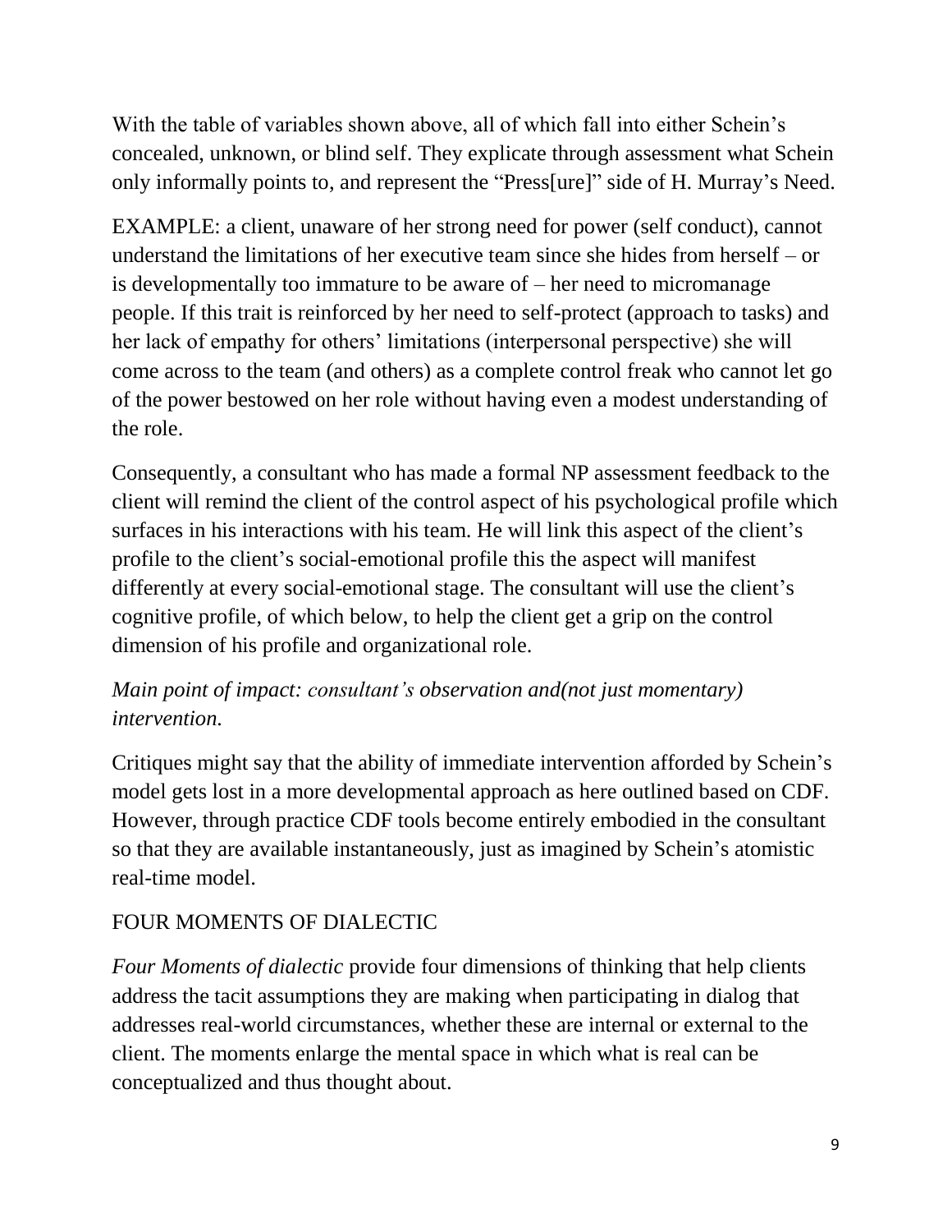With the table of variables shown above, all of which fall into either Schein's concealed, unknown, or blind self. They explicate through assessment what Schein only informally points to, and represent the "Press[ure]" side of H. Murray's Need.

EXAMPLE: a client, unaware of her strong need for power (self conduct), cannot understand the limitations of her executive team since she hides from herself – or is developmentally too immature to be aware of – her need to micromanage people. If this trait is reinforced by her need to self-protect (approach to tasks) and her lack of empathy for others' limitations (interpersonal perspective) she will come across to the team (and others) as a complete control freak who cannot let go of the power bestowed on her role without having even a modest understanding of the role.

Consequently, a consultant who has made a formal NP assessment feedback to the client will remind the client of the control aspect of his psychological profile which surfaces in his interactions with his team. He will link this aspect of the client's profile to the client's social-emotional profile this the aspect will manifest differently at every social-emotional stage. The consultant will use the client's cognitive profile, of which below, to help the client get a grip on the control dimension of his profile and organizational role.

*Main point of impact: consultant's observation and(not just momentary) intervention.*

Critiques might say that the ability of immediate intervention afforded by Schein's model gets lost in a more developmental approach as here outlined based on CDF. However, through practice CDF tools become entirely embodied in the consultant so that they are available instantaneously, just as imagined by Schein's atomistic real-time model.

## FOUR MOMENTS OF DIALECTIC

*Four Moments of dialectic* provide four dimensions of thinking that help clients address the tacit assumptions they are making when participating in dialog that addresses real-world circumstances, whether these are internal or external to the client. The moments enlarge the mental space in which what is real can be conceptualized and thus thought about.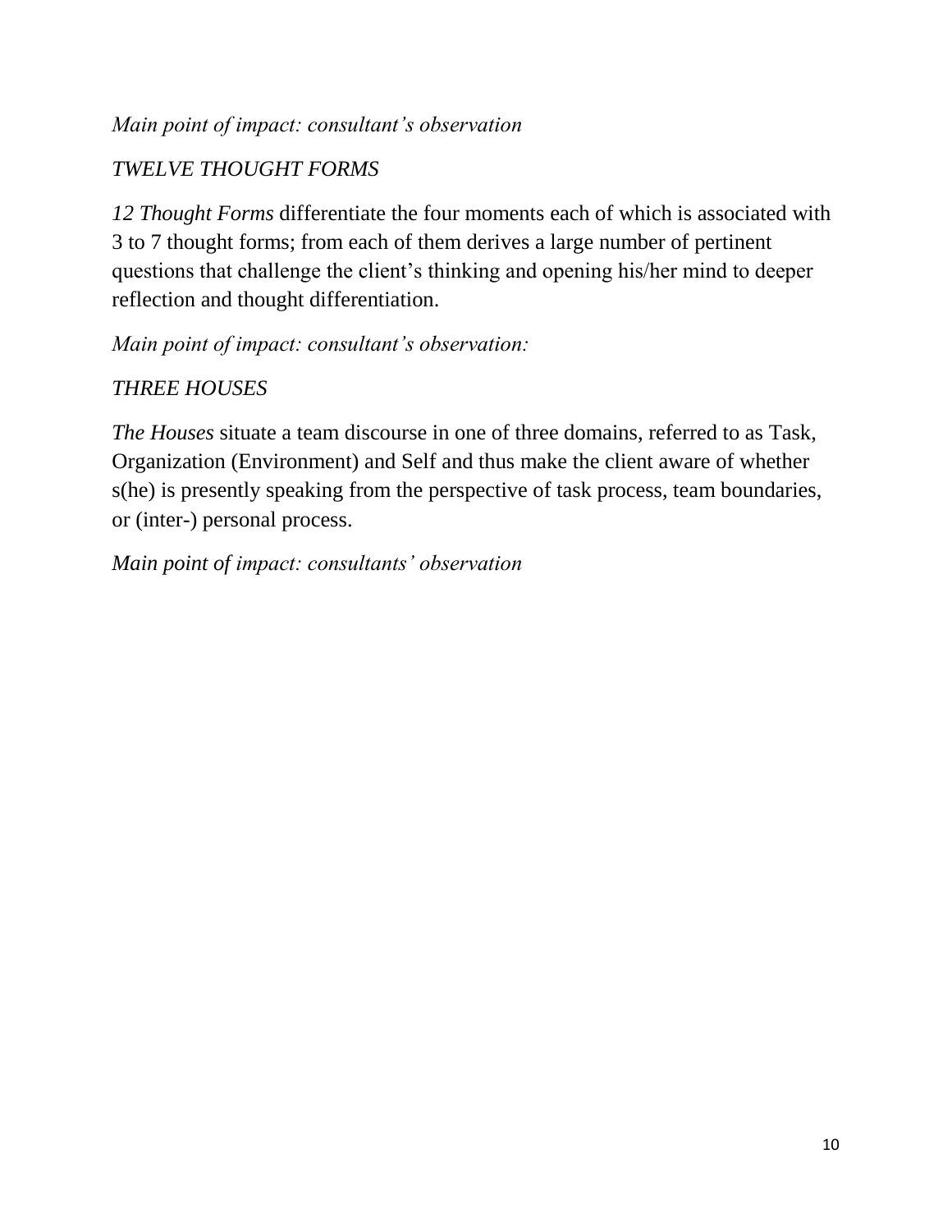*Main point of impact: consultant's observation*

*TWELVE THOUGHT FORMS*

*12 Thought Forms* differentiate the four moments each of which is associated with 3 to 7 thought forms; from each of them derives a large number of pertinent questions that challenge the client's thinking and opening his/her mind to deeper reflection and thought differentiation.

*Main point of impact: consultant's observation:*

*THREE HOUSES*

*The Houses* situate a team discourse in one of three domains, referred to as Task, Organization (Environment) and Self and thus make the client aware of whether s(he) is presently speaking from the perspective of task process, team boundaries, or (inter-) personal process.

*Main point of impact: consultants' observation*